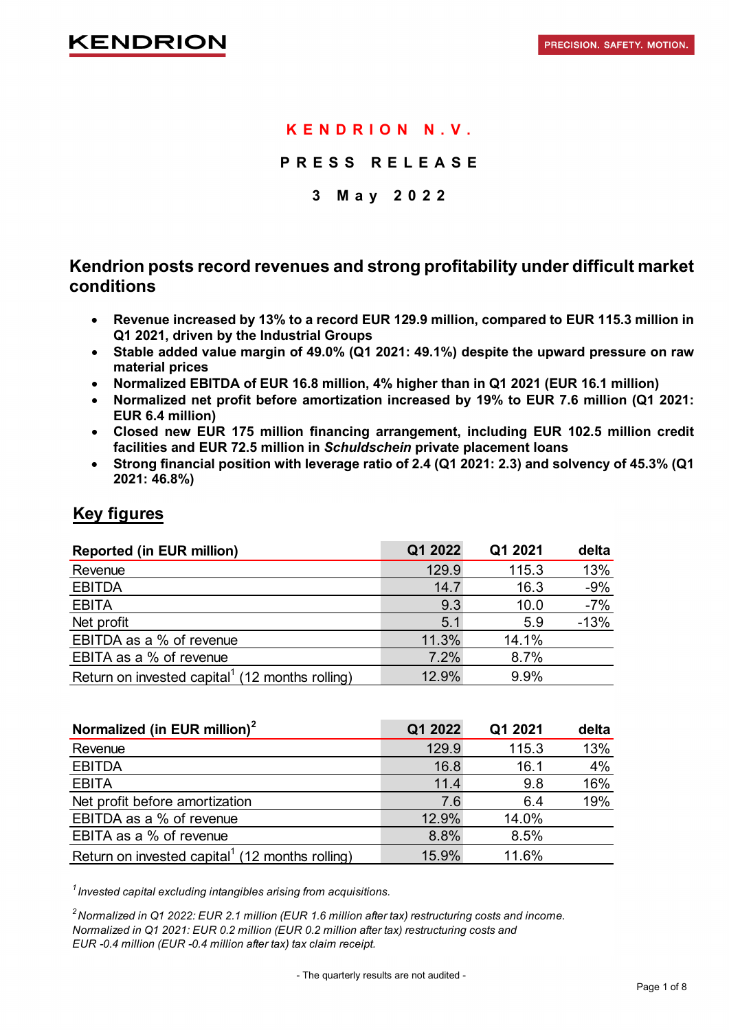KENDRION

PRECISION. SAFETY. MOTION.

**K E N D R I O N  N . V .**

**P R E S S  R E L E A S E**

**3  M a y  2 0 2 2**

## Kendrion posts record revenues and strong profitability under difficult market conditions

- **Revenue increased by 13% to a record EUR 129.9 million, compared to EUR 115.3 million in Q1 2021, driven by the Industrial Groups**
- **Stable added value margin of 49.0% (Q1 2021: 49.1%) despite the upward pressure on raw material prices**
- **Normalized EBITDA of EUR 16.8 million, 4% higher than in Q1 2021 (EUR 16.1 million)**
- **Normalized net profit before amortization increased by 19% to EUR 7.6 million (Q1 2021: EUR 6.4 million)**
- **Closed new EUR 175 million financing arrangement, including EUR 102.5 million credit facilities and EUR 72.5 million in *Schuldschein* private placement loans**
- **Strong financial position with leverage ratio of 2.4 (Q1 2021: 2.3) and solvency of 45.3% (Q1 2021: 46.8%)**

## Key figures

| Reported (in EUR million) | Q1 2022 | Q1 2021 | delta |
|---|---|---|---|
| Revenue | 129.9 | 115.3 | 13% |
| EBITDA | 14.7 | 16.3 | -9% |
| EBITA | 9.3 | 10.0 | -7% |
| Net profit | 5.1 | 5.9 | -13% |
| EBITDA as a % of revenue | 11.3% | 14.1% | |
| EBITA as a % of revenue | 7.2% | 8.7% | |
| Return on invested capital[1] (12 months rolling) | 12.9% | 9.9% | |

| Normalized (in EUR million)[2] | Q1 2022 | Q1 2021 | delta |
|---|---|---|---|
| Revenue | 129.9 | 115.3 | 13% |
| EBITDA | 16.8 | 16.1 | 4% |
| EBITA | 11.4 | 9.8 | 16% |
| Net profit before amortization | 7.6 | 6.4 | 19% |
| EBITDA as a % of revenue | 12.9% | 14.0% | |
| EBITA as a % of revenue | 8.8% | 8.5% | |
| Return on invested capital[1] (12 months rolling) | 15.9% | 11.6% | |

*[1] Invested capital excluding intangibles arising from acquisitions.*

*[2] Normalized in Q1 2022: EUR 2.1 million (EUR 1.6 million after tax) restructuring costs and income. Normalized in Q1 2021: EUR 0.2 million (EUR 0.2 million after tax) restructuring costs and EUR -0.4 million (EUR -0.4 million after tax) tax claim receipt.*

- The quarterly results are not audited -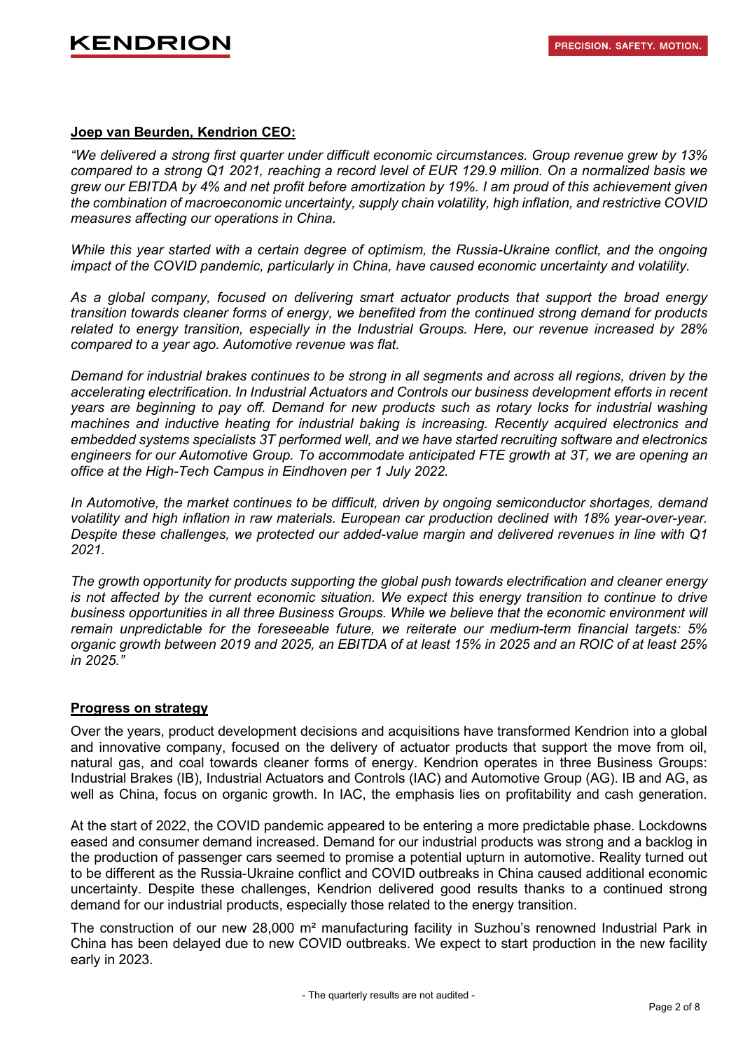**Joep van Beurden, Kendrion CEO:**

*"We delivered a strong first quarter under difficult economic circumstances. Group revenue grew by 13% compared to a strong Q1 2021, reaching a record level of EUR 129.9 million. On a normalized basis we grew our EBITDA by 4% and net profit before amortization by 19%. I am proud of this achievement given the combination of macroeconomic uncertainty, supply chain volatility, high inflation, and restrictive COVID measures affecting our operations in China.*

*While this year started with a certain degree of optimism, the Russia-Ukraine conflict, and the ongoing impact of the COVID pandemic, particularly in China, have caused economic uncertainty and volatility.*

*As a global company, focused on delivering smart actuator products that support the broad energy transition towards cleaner forms of energy, we benefited from the continued strong demand for products related to energy transition, especially in the Industrial Groups. Here, our revenue increased by 28% compared to a year ago. Automotive revenue was flat.*

*Demand for industrial brakes continues to be strong in all segments and across all regions, driven by the accelerating electrification. In Industrial Actuators and Controls our business development efforts in recent years are beginning to pay off. Demand for new products such as rotary locks for industrial washing machines and inductive heating for industrial baking is increasing. Recently acquired electronics and embedded systems specialists 3T performed well, and we have started recruiting software and electronics engineers for our Automotive Group. To accommodate anticipated FTE growth at 3T, we are opening an office at the High-Tech Campus in Eindhoven per 1 July 2022.*

*In Automotive, the market continues to be difficult, driven by ongoing semiconductor shortages, demand volatility and high inflation in raw materials. European car production declined with 18% year-over-year. Despite these challenges, we protected our added-value margin and delivered revenues in line with Q1 2021.*

*The growth opportunity for products supporting the global push towards electrification and cleaner energy is not affected by the current economic situation. We expect this energy transition to continue to drive business opportunities in all three Business Groups. While we believe that the economic environment will remain unpredictable for the foreseeable future, we reiterate our medium-term financial targets: 5% organic growth between 2019 and 2025, an EBITDA of at least 15% in 2025 and an ROIC of at least 25% in 2025."*

**Progress on strategy**

Over the years, product development decisions and acquisitions have transformed Kendrion into a global and innovative company, focused on the delivery of actuator products that support the move from oil, natural gas, and coal towards cleaner forms of energy. Kendrion operates in three Business Groups: Industrial Brakes (IB), Industrial Actuators and Controls (IAC) and Automotive Group (AG). IB and AG, as well as China, focus on organic growth. In IAC, the emphasis lies on profitability and cash generation.

At the start of 2022, the COVID pandemic appeared to be entering a more predictable phase. Lockdowns eased and consumer demand increased. Demand for our industrial products was strong and a backlog in the production of passenger cars seemed to promise a potential upturn in automotive. Reality turned out to be different as the Russia-Ukraine conflict and COVID outbreaks in China caused additional economic uncertainty. Despite these challenges, Kendrion delivered good results thanks to a continued strong demand for our industrial products, especially those related to the energy transition.

The construction of our new 28,000 m² manufacturing facility in Suzhou's renowned Industrial Park in China has been delayed due to new COVID outbreaks. We expect to start production in the new facility early in 2023.

- The quarterly results are not audited -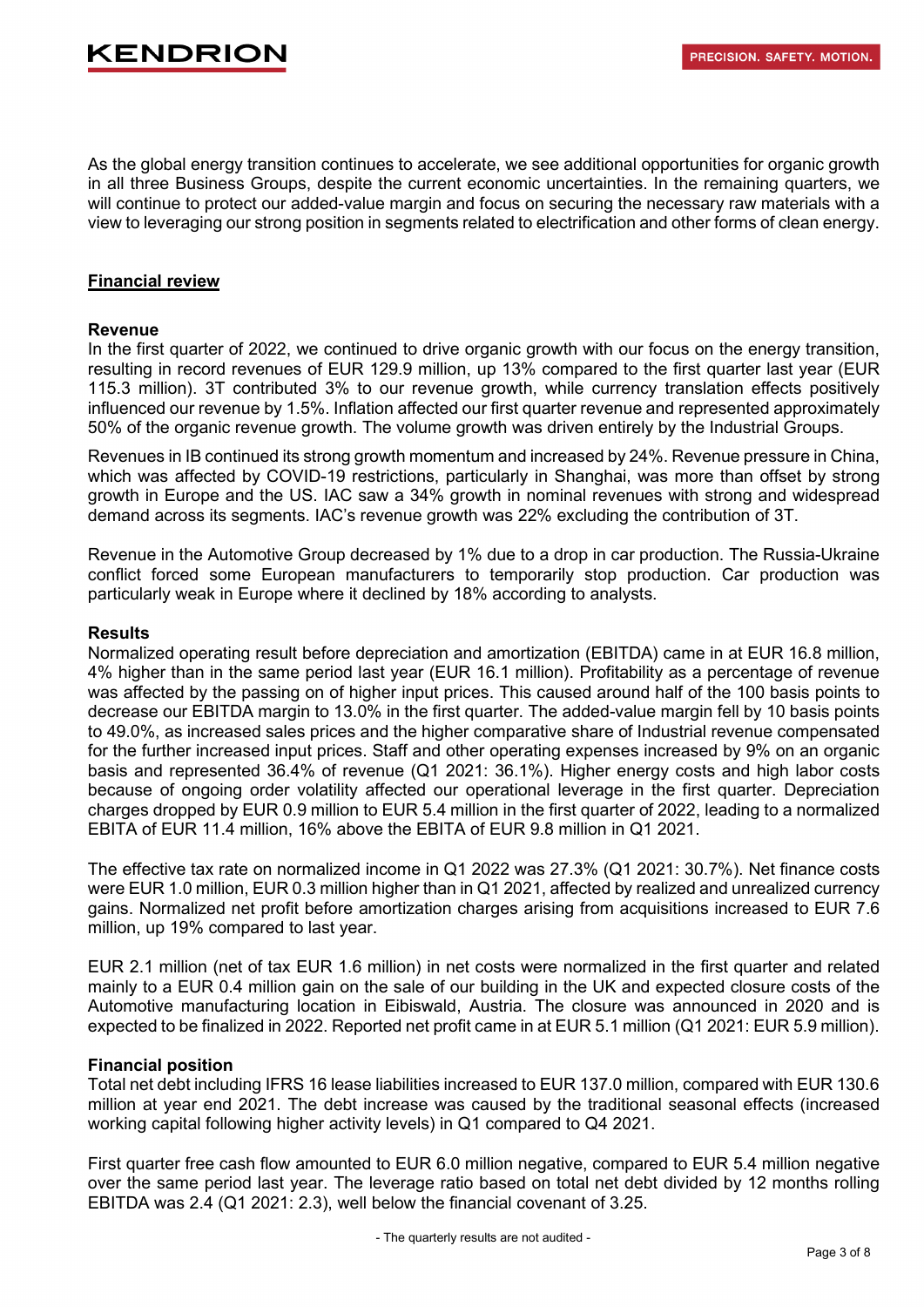As the global energy transition continues to accelerate, we see additional opportunities for organic growth in all three Business Groups, despite the current economic uncertainties. In the remaining quarters, we will continue to protect our added-value margin and focus on securing the necessary raw materials with a view to leveraging our strong position in segments related to electrification and other forms of clean energy.

## Financial review

### Revenue

In the first quarter of 2022, we continued to drive organic growth with our focus on the energy transition, resulting in record revenues of EUR 129.9 million, up 13% compared to the first quarter last year (EUR 115.3 million). 3T contributed 3% to our revenue growth, while currency translation effects positively influenced our revenue by 1.5%. Inflation affected our first quarter revenue and represented approximately 50% of the organic revenue growth. The volume growth was driven entirely by the Industrial Groups.

Revenues in IB continued its strong growth momentum and increased by 24%. Revenue pressure in China, which was affected by COVID-19 restrictions, particularly in Shanghai, was more than offset by strong growth in Europe and the US. IAC saw a 34% growth in nominal revenues with strong and widespread demand across its segments. IAC's revenue growth was 22% excluding the contribution of 3T.

Revenue in the Automotive Group decreased by 1% due to a drop in car production. The Russia-Ukraine conflict forced some European manufacturers to temporarily stop production. Car production was particularly weak in Europe where it declined by 18% according to analysts.

### Results

Normalized operating result before depreciation and amortization (EBITDA) came in at EUR 16.8 million, 4% higher than in the same period last year (EUR 16.1 million). Profitability as a percentage of revenue was affected by the passing on of higher input prices. This caused around half of the 100 basis points to decrease our EBITDA margin to 13.0% in the first quarter. The added-value margin fell by 10 basis points to 49.0%, as increased sales prices and the higher comparative share of Industrial revenue compensated for the further increased input prices. Staff and other operating expenses increased by 9% on an organic basis and represented 36.4% of revenue (Q1 2021: 36.1%). Higher energy costs and high labor costs because of ongoing order volatility affected our operational leverage in the first quarter. Depreciation charges dropped by EUR 0.9 million to EUR 5.4 million in the first quarter of 2022, leading to a normalized EBITA of EUR 11.4 million, 16% above the EBITA of EUR 9.8 million in Q1 2021.

The effective tax rate on normalized income in Q1 2022 was 27.3% (Q1 2021: 30.7%). Net finance costs were EUR 1.0 million, EUR 0.3 million higher than in Q1 2021, affected by realized and unrealized currency gains. Normalized net profit before amortization charges arising from acquisitions increased to EUR 7.6 million, up 19% compared to last year.

EUR 2.1 million (net of tax EUR 1.6 million) in net costs were normalized in the first quarter and related mainly to a EUR 0.4 million gain on the sale of our building in the UK and expected closure costs of the Automotive manufacturing location in Eibiswald, Austria. The closure was announced in 2020 and is expected to be finalized in 2022. Reported net profit came in at EUR 5.1 million (Q1 2021: EUR 5.9 million).

### Financial position

Total net debt including IFRS 16 lease liabilities increased to EUR 137.0 million, compared with EUR 130.6 million at year end 2021. The debt increase was caused by the traditional seasonal effects (increased working capital following higher activity levels) in Q1 compared to Q4 2021.

First quarter free cash flow amounted to EUR 6.0 million negative, compared to EUR 5.4 million negative over the same period last year. The leverage ratio based on total net debt divided by 12 months rolling EBITDA was 2.4 (Q1 2021: 2.3), well below the financial covenant of 3.25.

- The quarterly results are not audited -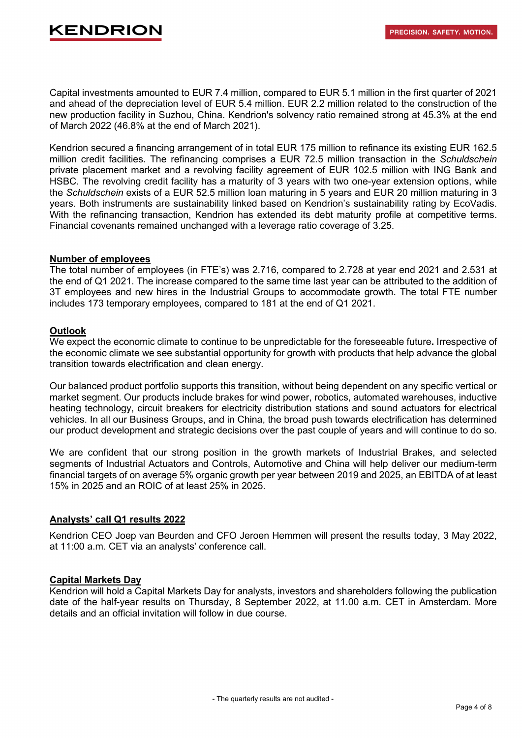Capital investments amounted to EUR 7.4 million, compared to EUR 5.1 million in the first quarter of 2021 and ahead of the depreciation level of EUR 5.4 million. EUR 2.2 million related to the construction of the new production facility in Suzhou, China. Kendrion's solvency ratio remained strong at 45.3% at the end of March 2022 (46.8% at the end of March 2021).

Kendrion secured a financing arrangement of in total EUR 175 million to refinance its existing EUR 162.5 million credit facilities. The refinancing comprises a EUR 72.5 million transaction in the *Schuldschein* private placement market and a revolving facility agreement of EUR 102.5 million with ING Bank and HSBC. The revolving credit facility has a maturity of 3 years with two one-year extension options, while the *Schuldschein* exists of a EUR 52.5 million loan maturing in 5 years and EUR 20 million maturing in 3 years. Both instruments are sustainability linked based on Kendrion's sustainability rating by EcoVadis. With the refinancing transaction, Kendrion has extended its debt maturity profile at competitive terms. Financial covenants remained unchanged with a leverage ratio coverage of 3.25.

## Number of employees

The total number of employees (in FTE's) was 2.716, compared to 2.728 at year end 2021 and 2.531 at the end of Q1 2021. The increase compared to the same time last year can be attributed to the addition of 3T employees and new hires in the Industrial Groups to accommodate growth. The total FTE number includes 173 temporary employees, compared to 181 at the end of Q1 2021.

## Outlook

We expect the economic climate to continue to be unpredictable for the foreseeable future**.** Irrespective of the economic climate we see substantial opportunity for growth with products that help advance the global transition towards electrification and clean energy.

Our balanced product portfolio supports this transition, without being dependent on any specific vertical or market segment. Our products include brakes for wind power, robotics, automated warehouses, inductive heating technology, circuit breakers for electricity distribution stations and sound actuators for electrical vehicles. In all our Business Groups, and in China, the broad push towards electrification has determined our product development and strategic decisions over the past couple of years and will continue to do so.

We are confident that our strong position in the growth markets of Industrial Brakes, and selected segments of Industrial Actuators and Controls, Automotive and China will help deliver our medium-term financial targets of on average 5% organic growth per year between 2019 and 2025, an EBITDA of at least 15% in 2025 and an ROIC of at least 25% in 2025.

## Analysts' call Q1 results 2022

Kendrion CEO Joep van Beurden and CFO Jeroen Hemmen will present the results today, 3 May 2022, at 11:00 a.m. CET via an analysts' conference call.

## Capital Markets Day

Kendrion will hold a Capital Markets Day for analysts, investors and shareholders following the publication date of the half-year results on Thursday, 8 September 2022, at 11.00 a.m. CET in Amsterdam. More details and an official invitation will follow in due course.

- The quarterly results are not audited -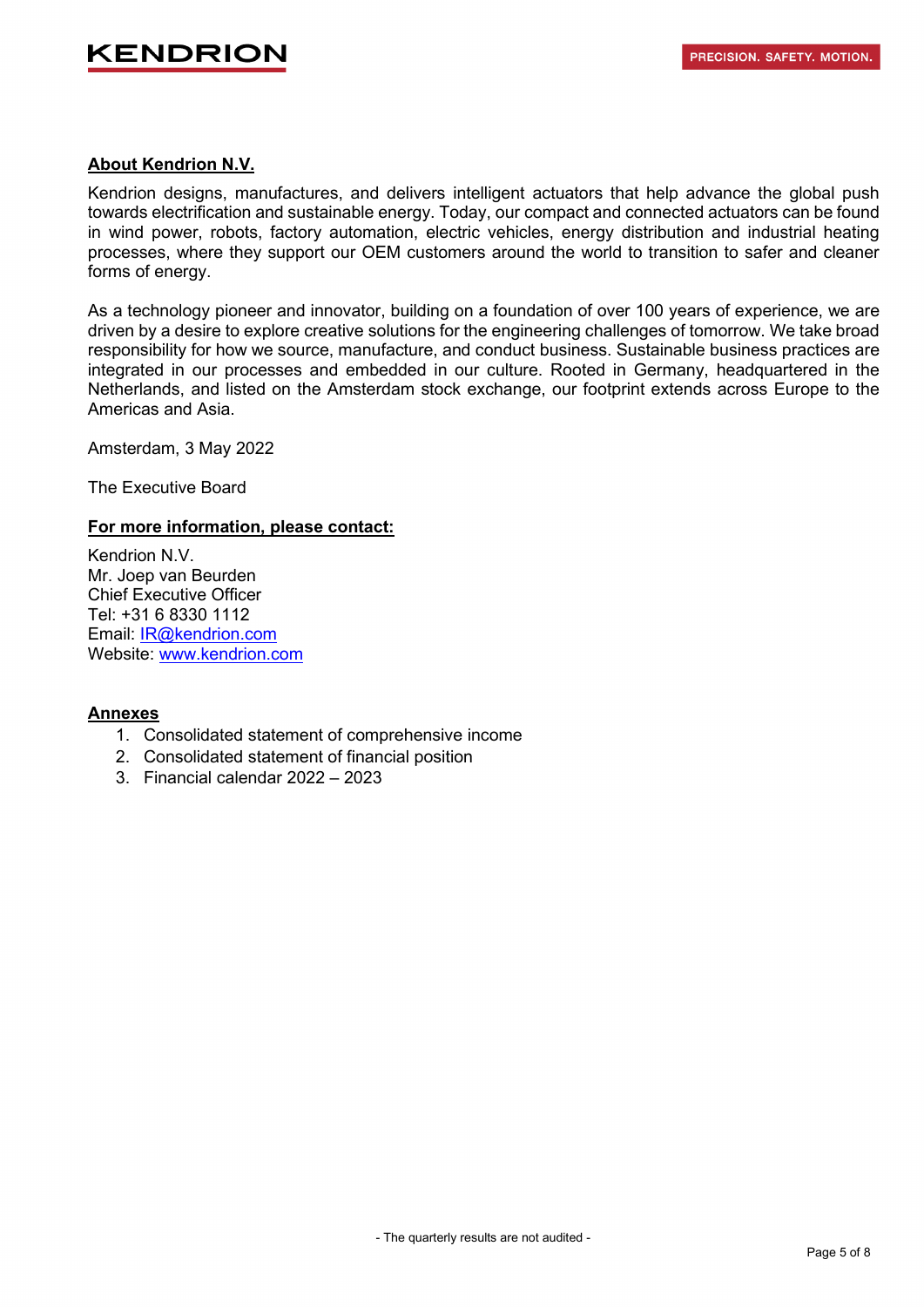**About Kendrion N.V.**

Kendrion designs, manufactures, and delivers intelligent actuators that help advance the global push towards electrification and sustainable energy. Today, our compact and connected actuators can be found in wind power, robots, factory automation, electric vehicles, energy distribution and industrial heating processes, where they support our OEM customers around the world to transition to safer and cleaner forms of energy.

As a technology pioneer and innovator, building on a foundation of over 100 years of experience, we are driven by a desire to explore creative solutions for the engineering challenges of tomorrow. We take broad responsibility for how we source, manufacture, and conduct business. Sustainable business practices are integrated in our processes and embedded in our culture. Rooted in Germany, headquartered in the Netherlands, and listed on the Amsterdam stock exchange, our footprint extends across Europe to the Americas and Asia.

Amsterdam, 3 May 2022

The Executive Board

**For more information, please contact:**

Kendrion N.V.
Mr. Joep van Beurden
Chief Executive Officer
Tel: +31 6 8330 1112
Email: IR@kendrion.com
Website: www.kendrion.com

**Annexes**

1. Consolidated statement of comprehensive income
2. Consolidated statement of financial position
3. Financial calendar 2022 – 2023

- The quarterly results are not audited -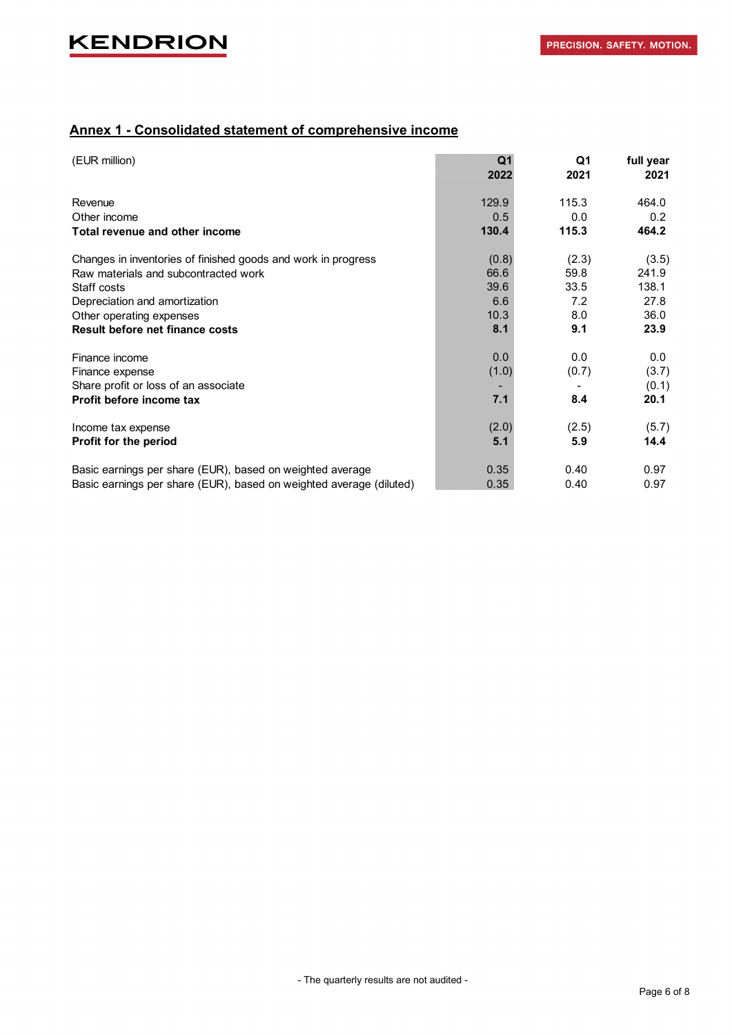## Annex 1 - Consolidated statement of comprehensive income

| (EUR million) | Q1 2022 | Q1 2021 | full year 2021 |
|---|---|---|---|
| Revenue | 129.9 | 115.3 | 464.0 |
| Other income | 0.5 | 0.0 | 0.2 |
| **Total revenue and other income** | **130.4** | **115.3** | **464.2** |
| | | | |
| Changes in inventories of finished goods and work in progress | (0.8) | (2.3) | (3.5) |
| Raw materials and subcontracted work | 66.6 | 59.8 | 241.9 |
| Staff costs | 39.6 | 33.5 | 138.1 |
| Depreciation and amortization | 6.6 | 7.2 | 27.8 |
| Other operating expenses | 10.3 | 8.0 | 36.0 |
| **Result before net finance costs** | **8.1** | **9.1** | **23.9** |
| | | | |
| Finance income | 0.0 | 0.0 | 0.0 |
| Finance expense | (1.0) | (0.7) | (3.7) |
| Share profit or loss of an associate | - | - | (0.1) |
| **Profit before income tax** | **7.1** | **8.4** | **20.1** |
| | | | |
| Income tax expense | (2.0) | (2.5) | (5.7) |
| **Profit for the period** | **5.1** | **5.9** | **14.4** |
| | | | |
| Basic earnings per share (EUR), based on weighted average | 0.35 | 0.40 | 0.97 |
| Basic earnings per share (EUR), based on weighted average (diluted) | 0.35 | 0.40 | 0.97 |

- The quarterly results are not audited -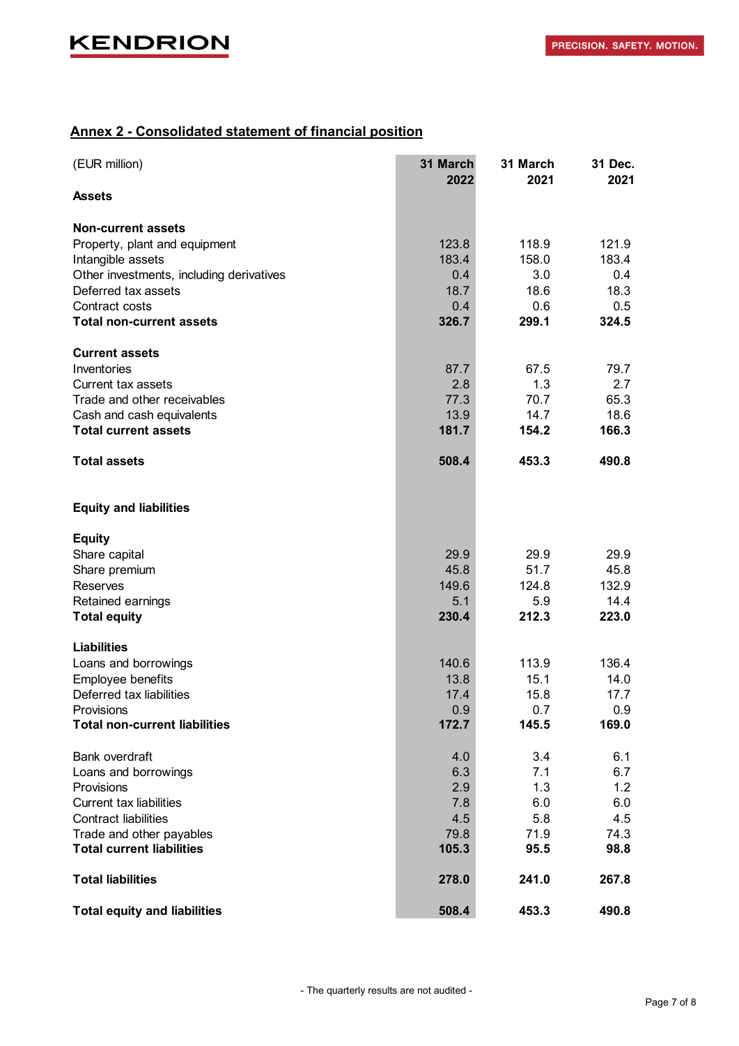## Annex 2 - Consolidated statement of financial position

| (EUR million) | 31 March 2022 | 31 March 2021 | 31 Dec. 2021 |
|---|---|---|---|
| **Assets** | | | |
| | | | |
| **Non-current assets** | | | |
| Property, plant and equipment | 123.8 | 118.9 | 121.9 |
| Intangible assets | 183.4 | 158.0 | 183.4 |
| Other investments, including derivatives | 0.4 | 3.0 | 0.4 |
| Deferred tax assets | 18.7 | 18.6 | 18.3 |
| Contract costs | 0.4 | 0.6 | 0.5 |
| **Total non-current assets** | **326.7** | **299.1** | **324.5** |
| | | | |
| **Current assets** | | | |
| Inventories | 87.7 | 67.5 | 79.7 |
| Current tax assets | 2.8 | 1.3 | 2.7 |
| Trade and other receivables | 77.3 | 70.7 | 65.3 |
| Cash and cash equivalents | 13.9 | 14.7 | 18.6 |
| **Total current assets** | **181.7** | **154.2** | **166.3** |
| | | | |
| **Total assets** | **508.4** | **453.3** | **490.8** |
| | | | |
| **Equity and liabilities** | | | |
| | | | |
| **Equity** | | | |
| Share capital | 29.9 | 29.9 | 29.9 |
| Share premium | 45.8 | 51.7 | 45.8 |
| Reserves | 149.6 | 124.8 | 132.9 |
| Retained earnings | 5.1 | 5.9 | 14.4 |
| **Total equity** | **230.4** | **212.3** | **223.0** |
| | | | |
| **Liabilities** | | | |
| Loans and borrowings | 140.6 | 113.9 | 136.4 |
| Employee benefits | 13.8 | 15.1 | 14.0 |
| Deferred tax liabilities | 17.4 | 15.8 | 17.7 |
| Provisions | 0.9 | 0.7 | 0.9 |
| **Total non-current liabilities** | **172.7** | **145.5** | **169.0** |
| | | | |
| Bank overdraft | 4.0 | 3.4 | 6.1 |
| Loans and borrowings | 6.3 | 7.1 | 6.7 |
| Provisions | 2.9 | 1.3 | 1.2 |
| Current tax liabilities | 7.8 | 6.0 | 6.0 |
| Contract liabilities | 4.5 | 5.8 | 4.5 |
| Trade and other payables | 79.8 | 71.9 | 74.3 |
| **Total current liabilities** | **105.3** | **95.5** | **98.8** |
| | | | |
| **Total liabilities** | **278.0** | **241.0** | **267.8** |
| | | | |
| **Total equity and liabilities** | **508.4** | **453.3** | **490.8** |

- The quarterly results are not audited -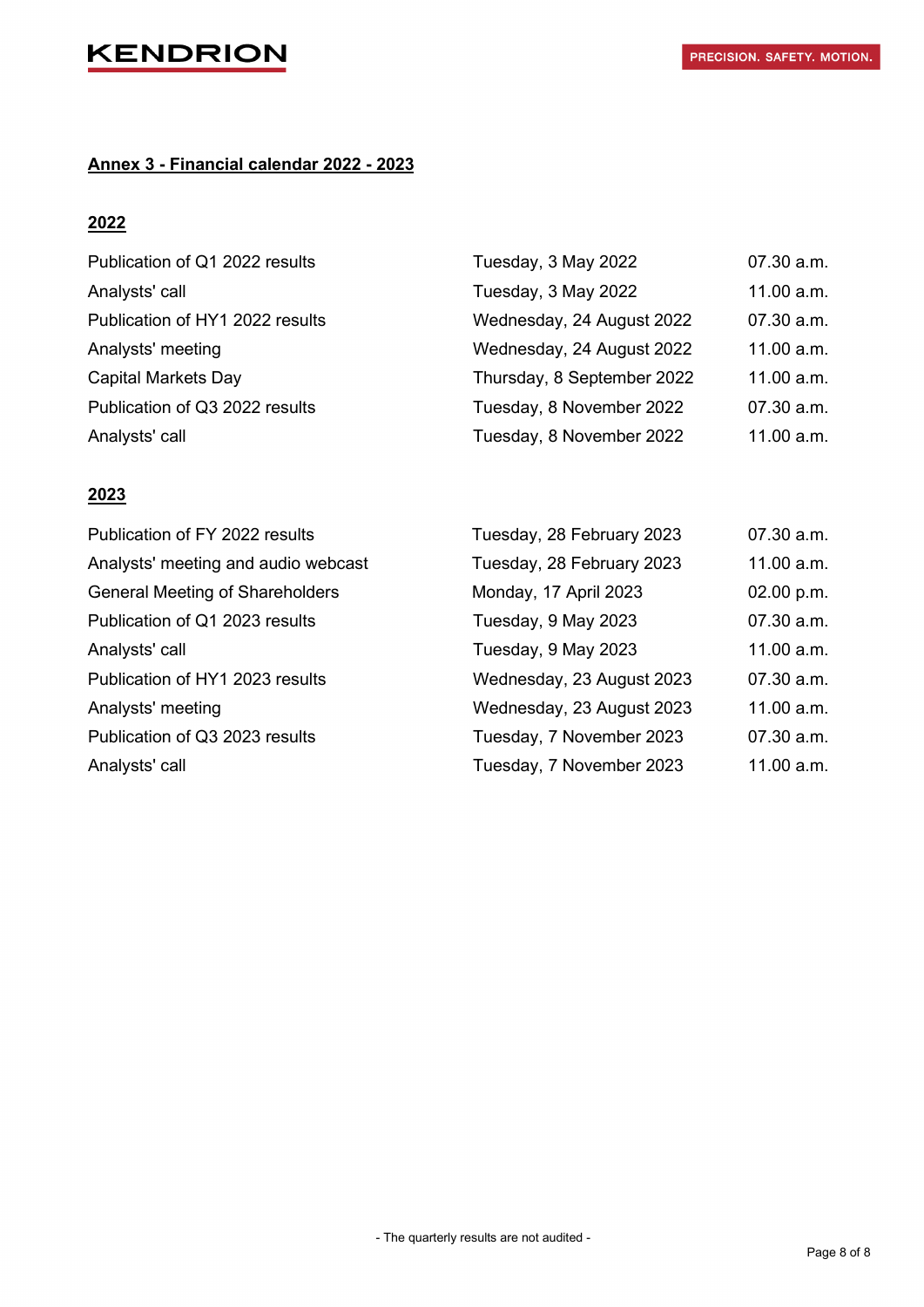## Annex 3 - Financial calendar 2022 - 2023

### 2022

| | | |
|---|---|---|
| Publication of Q1 2022 results | Tuesday, 3 May 2022 | 07.30 a.m. |
| Analysts' call | Tuesday, 3 May 2022 | 11.00 a.m. |
| Publication of HY1 2022 results | Wednesday, 24 August 2022 | 07.30 a.m. |
| Analysts' meeting | Wednesday, 24 August 2022 | 11.00 a.m. |
| Capital Markets Day | Thursday, 8 September 2022 | 11.00 a.m. |
| Publication of Q3 2022 results | Tuesday, 8 November 2022 | 07.30 a.m. |
| Analysts' call | Tuesday, 8 November 2022 | 11.00 a.m. |

### 2023

| | | |
|---|---|---|
| Publication of FY 2022 results | Tuesday, 28 February 2023 | 07.30 a.m. |
| Analysts' meeting and audio webcast | Tuesday, 28 February 2023 | 11.00 a.m. |
| General Meeting of Shareholders | Monday, 17 April 2023 | 02.00 p.m. |
| Publication of Q1 2023 results | Tuesday, 9 May 2023 | 07.30 a.m. |
| Analysts' call | Tuesday, 9 May 2023 | 11.00 a.m. |
| Publication of HY1 2023 results | Wednesday, 23 August 2023 | 07.30 a.m. |
| Analysts' meeting | Wednesday, 23 August 2023 | 11.00 a.m. |
| Publication of Q3 2023 results | Tuesday, 7 November 2023 | 07.30 a.m. |
| Analysts' call | Tuesday, 7 November 2023 | 11.00 a.m. |

- The quarterly results are not audited -